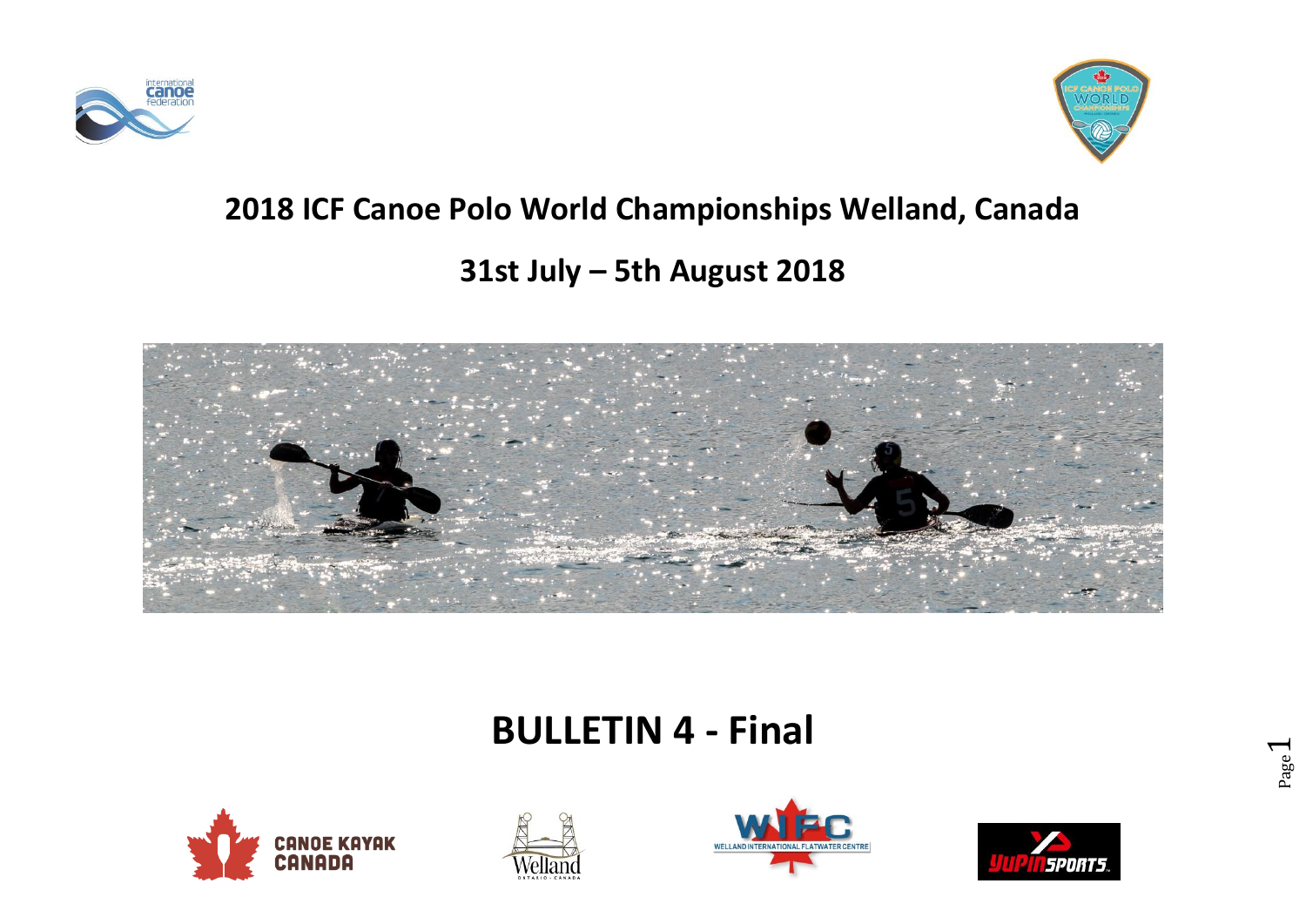# 2018 ICF Canoe Polo World Championships Welland, Canada

## 31st July – 5th August 2018

# BULLETIN 4 - Final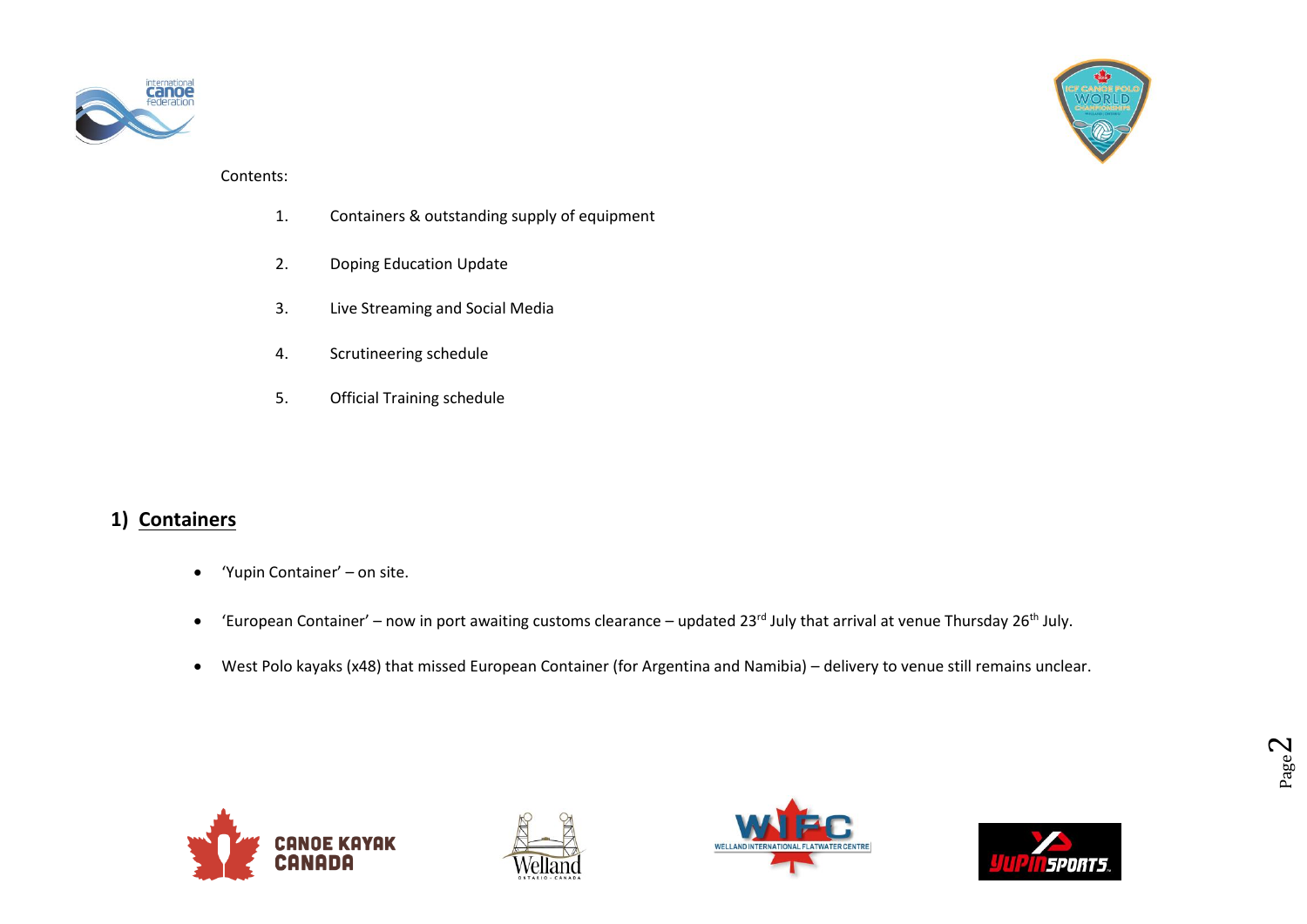Contents:

1. Containers & outstanding supply of equipment
2. Doping Education Update
3. Live Streaming and Social Media
4. Scrutineering schedule
5. Official Training schedule

## 1) Containers

- 'Yupin Container' – on site.
- 'European Container' – now in port awaiting customs clearance – updated 23rd July that arrival at venue Thursday 26th July.
- West Polo kayaks (x48) that missed European Container (for Argentina and Namibia) – delivery to venue still remains unclear.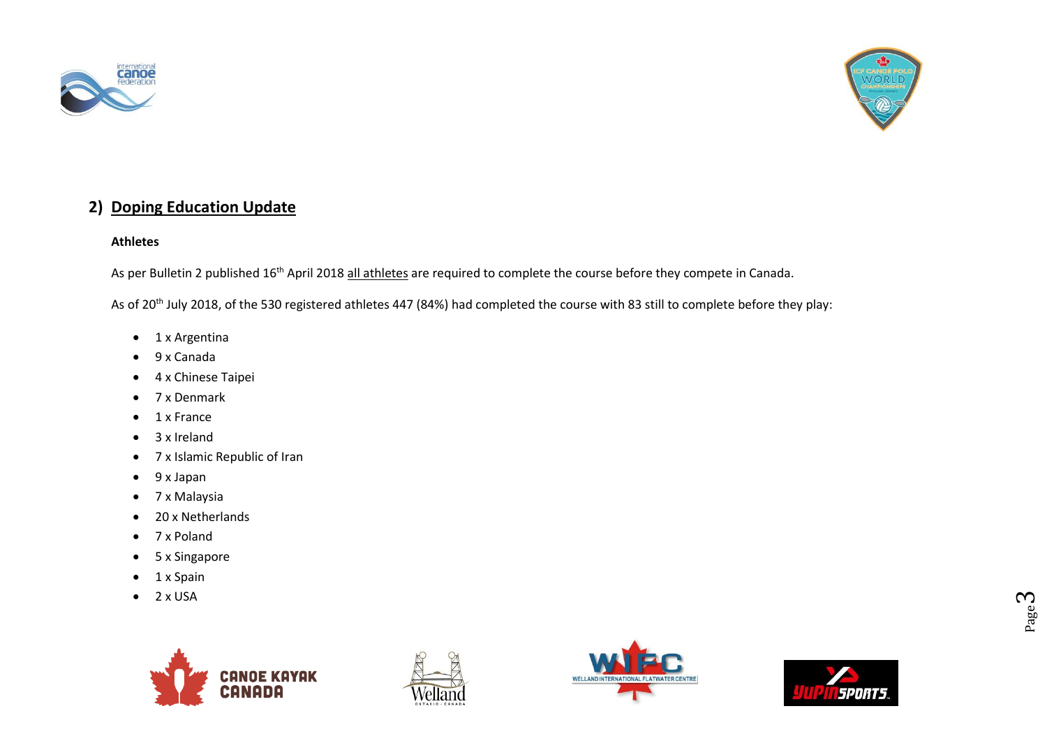## 2) Doping Education Update

**Athletes**

As per Bulletin 2 published 16th April 2018 all athletes are required to complete the course before they compete in Canada.

As of 20th July 2018, of the 530 registered athletes 447 (84%) had completed the course with 83 still to complete before they play:

- 1 x Argentina
- 9 x Canada
- 4 x Chinese Taipei
- 7 x Denmark
- 1 x France
- 3 x Ireland
- 7 x Islamic Republic of Iran
- 9 x Japan
- 7 x Malaysia
- 20 x Netherlands
- 7 x Poland
- 5 x Singapore
- 1 x Spain
- 2 x USA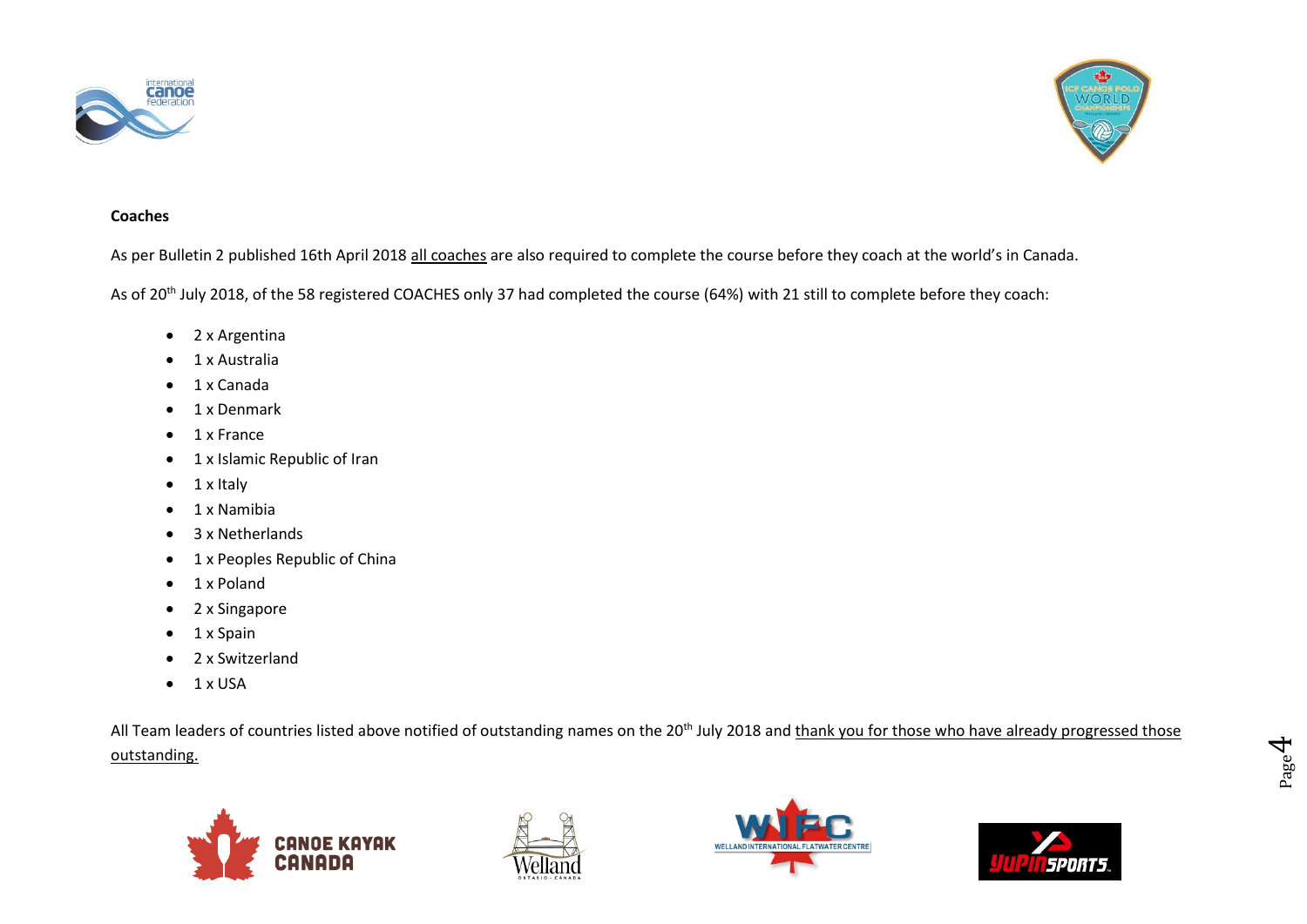**Coaches**

As per Bulletin 2 published 16th April 2018 <u>all coaches</u> are also required to complete the course before they coach at the world's in Canada.

As of 20th July 2018, of the 58 registered COACHES only 37 had completed the course (64%) with 21 still to complete before they coach:

- 2 x Argentina
- 1 x Australia
- 1 x Canada
- 1 x Denmark
- 1 x France
- 1 x Islamic Republic of Iran
- 1 x Italy
- 1 x Namibia
- 3 x Netherlands
- 1 x Peoples Republic of China
- 1 x Poland
- 2 x Singapore
- 1 x Spain
- 2 x Switzerland
- 1 x USA

All Team leaders of countries listed above notified of outstanding names on the 20th July 2018 and <u>thank you for those who have already progressed those outstanding.</u>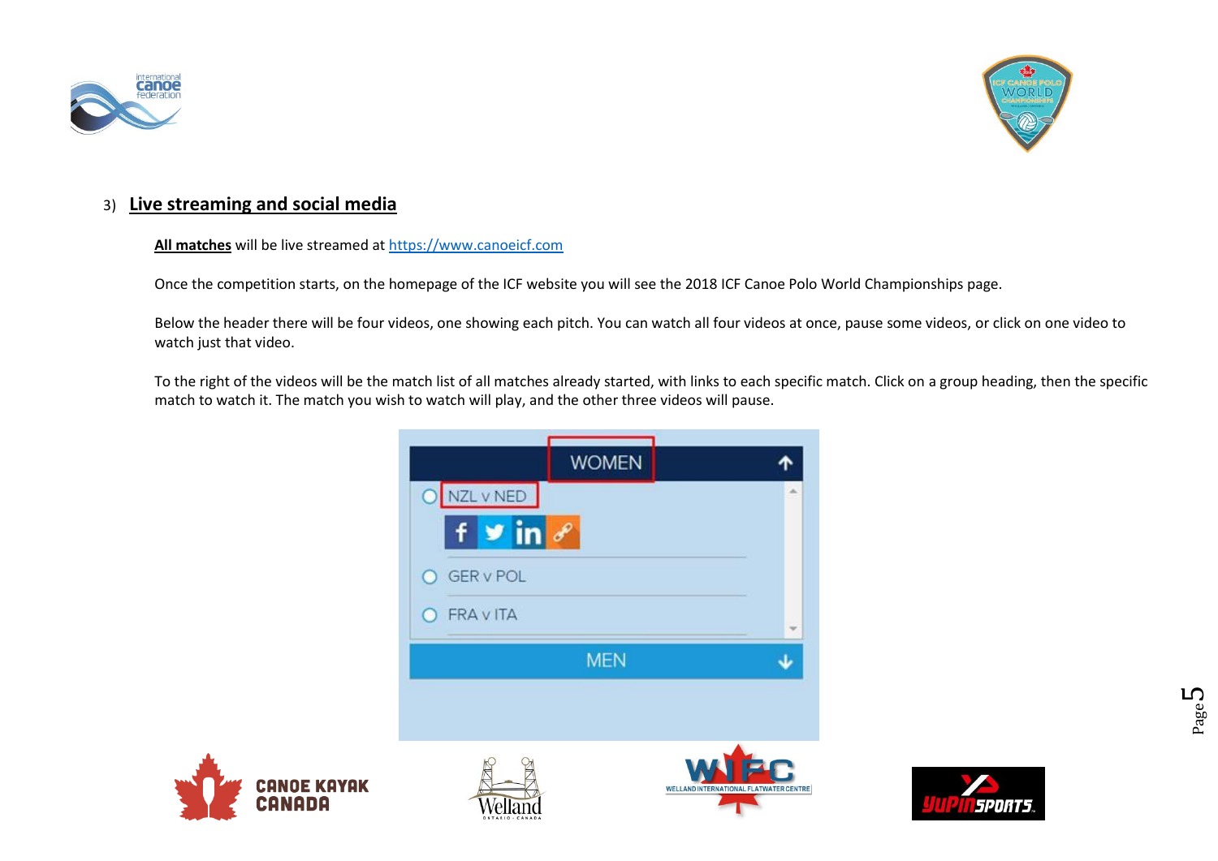## 3) Live streaming and social media

**All matches** will be live streamed at https://www.canoeicf.com

Once the competition starts, on the homepage of the ICF website you will see the 2018 ICF Canoe Polo World Championships page.

Below the header there will be four videos, one showing each pitch. You can watch all four videos at once, pause some videos, or click on one video to watch just that video.

To the right of the videos will be the match list of all matches already started, with links to each specific match. Click on a group heading, then the specific match to watch it. The match you wish to watch will play, and the other three videos will pause.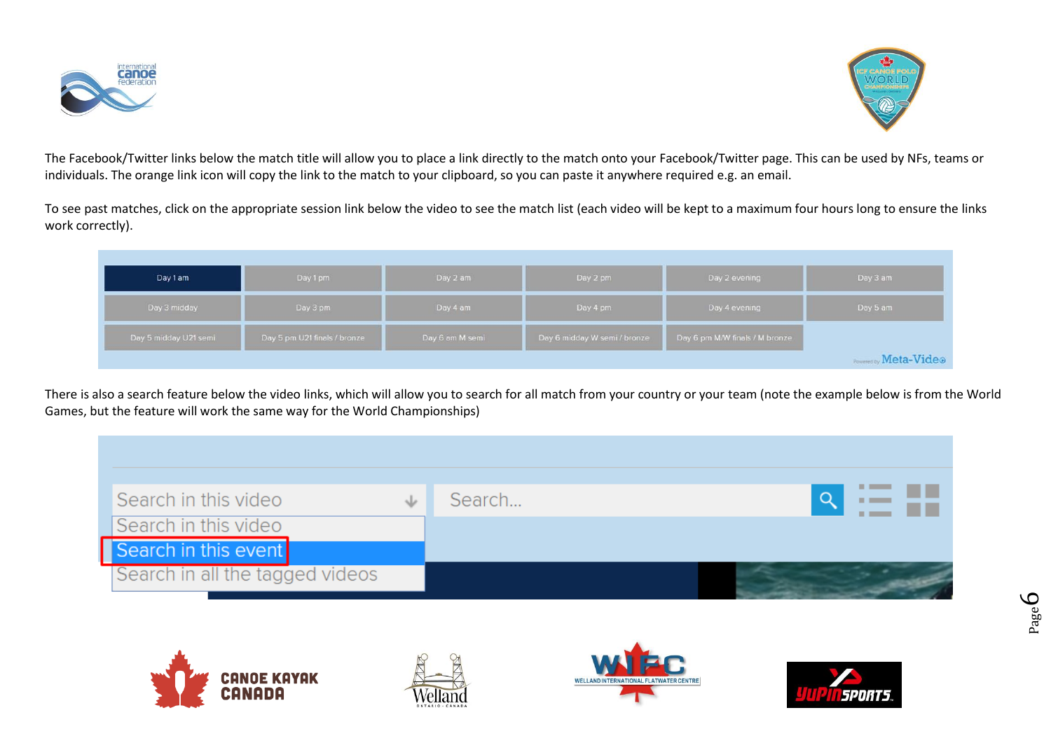The Facebook/Twitter links below the match title will allow you to place a link directly to the match onto your Facebook/Twitter page. This can be used by NFs, teams or individuals. The orange link icon will copy the link to the match to your clipboard, so you can paste it anywhere required e.g. an email.

To see past matches, click on the appropriate session link below the video to see the match list (each video will be kept to a maximum four hours long to ensure the links work correctly).

| Day 1 am | Day 1 pm | Day 2 am | Day 2 pm | Day 2 evening | Day 3 am |
|---|---|---|---|---|---|
| Day 3 midday | Day 3 pm | Day 4 am | Day 4 pm | Day 4 evening | Day 5 am |
| Day 5 midday U21 semi | Day 5 pm U21 finals / bronze | Day 6 am M semi | Day 6 midday W semi / bronze | Day 6 pm M/W finals / M bronze | |

There is also a search feature below the video links, which will allow you to search for all match from your country or your team (note the example below is from the World Games, but the feature will work the same way for the World Championships)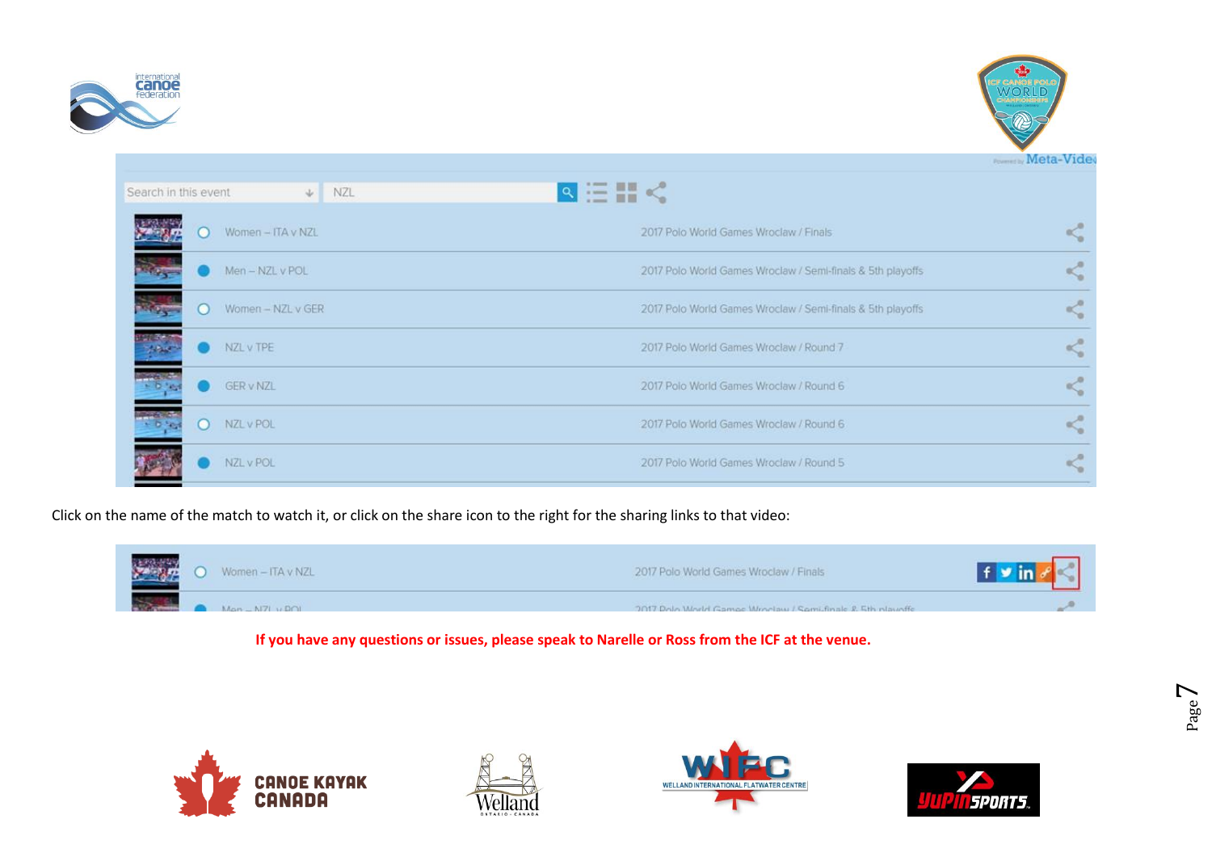| | Match | Event |
|---|---|---|
| ○ | Women – ITA v NZL | 2017 Polo World Games Wroclaw / Finals |
| ● | Men – NZL v POL | 2017 Polo World Games Wroclaw / Semi-finals & 5th playoffs |
| ○ | Women – NZL v GER | 2017 Polo World Games Wroclaw / Semi-finals & 5th playoffs |
| ● | NZL v TPE | 2017 Polo World Games Wroclaw / Round 7 |
| ● | GER v NZL | 2017 Polo World Games Wroclaw / Round 6 |
| ○ | NZL v POL | 2017 Polo World Games Wroclaw / Round 6 |
| ● | NZL v POL | 2017 Polo World Games Wroclaw / Round 5 |

Click on the name of the match to watch it, or click on the share icon to the right for the sharing links to that video:

| | Match | Event |
|---|---|---|
| ○ | Women – ITA v NZL | 2017 Polo World Games Wroclaw / Finals |
| ● | Men – NZL v POL | 2017 Polo World Games Wroclaw / Semi-finals & 5th playoffs |

**If you have any questions or issues, please speak to Narelle or Ross from the ICF at the venue.**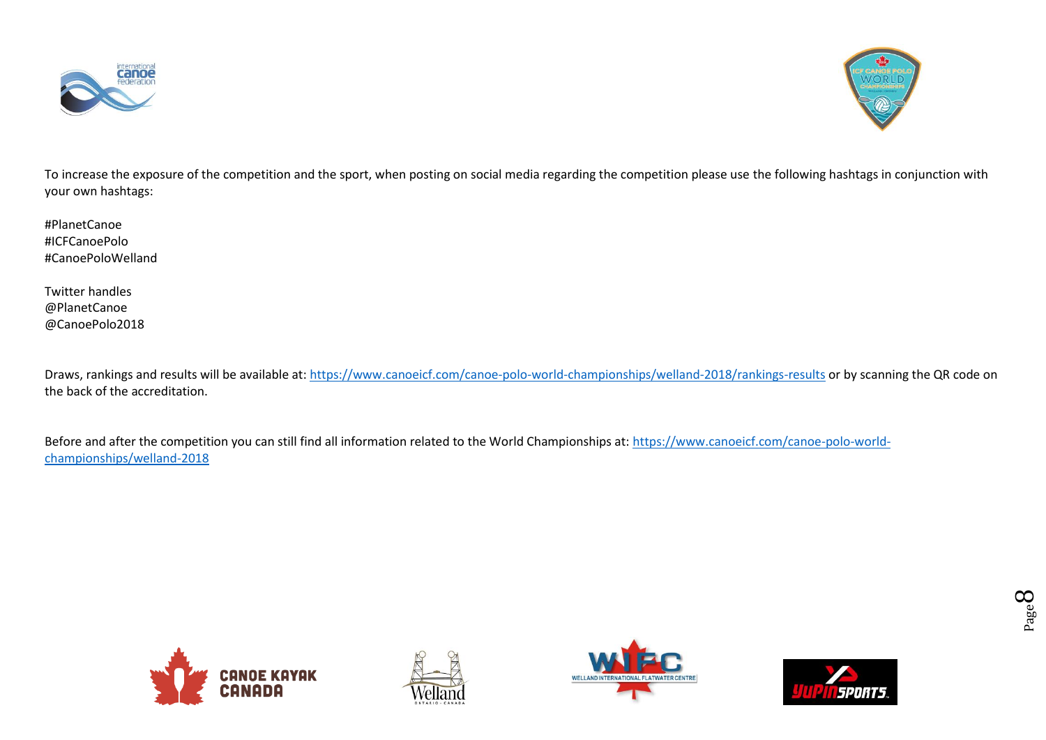To increase the exposure of the competition and the sport, when posting on social media regarding the competition please use the following hashtags in conjunction with your own hashtags:

#PlanetCanoe
#ICFCanoePolo
#CanoePoloWelland

Twitter handles
@PlanetCanoe
@CanoePolo2018

Draws, rankings and results will be available at: https://www.canoeicf.com/canoe-polo-world-championships/welland-2018/rankings-results or by scanning the QR code on the back of the accreditation.

Before and after the competition you can still find all information related to the World Championships at: https://www.canoeicf.com/canoe-polo-world-championships/welland-2018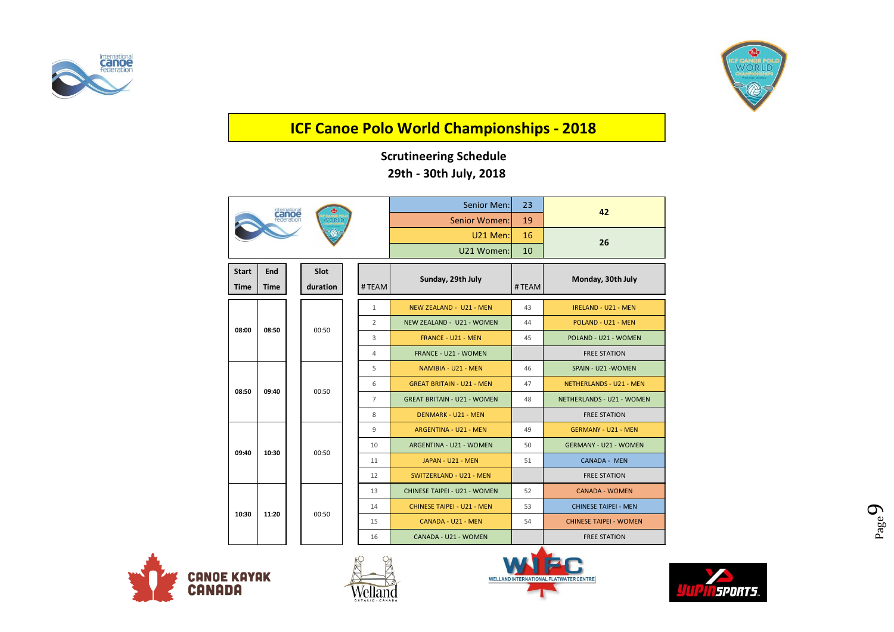# ICF Canoe Polo World Championships - 2018

## Scrutineering Schedule

## 29th - 30th July, 2018

| | |
|---|---|
| Senior Men: | 23 |
| Senior Women: | 19 |
| **Total** | **42** |
| U21 Men: | 16 |
| U21 Women: | 10 |
| **Total** | **26** |

| Start Time | End Time | Slot duration | # TEAM | Sunday, 29th July | # TEAM | Monday, 30th July |
|---|---|---|---|---|---|---|
| 08:00 | 08:50 | 00:50 | 1 | NEW ZEALAND - U21 - MEN | 43 | IRELAND - U21 - MEN |
| | | | 2 | NEW ZEALAND - U21 - WOMEN | 44 | POLAND - U21 - MEN |
| | | | 3 | FRANCE - U21 - MEN | 45 | POLAND - U21 - WOMEN |
| | | | 4 | FRANCE - U21 - WOMEN | | FREE STATION |
| 08:50 | 09:40 | 00:50 | 5 | NAMIBIA - U21 - MEN | 46 | SPAIN - U21 -WOMEN |
| | | | 6 | GREAT BRITAIN - U21 - MEN | 47 | NETHERLANDS - U21 - MEN |
| | | | 7 | GREAT BRITAIN - U21 - WOMEN | 48 | NETHERLANDS - U21 - WOMEN |
| | | | 8 | DENMARK - U21 - MEN | | FREE STATION |
| 09:40 | 10:30 | 00:50 | 9 | ARGENTINA - U21 - MEN | 49 | GERMANY - U21 - MEN |
| | | | 10 | ARGENTINA - U21 - WOMEN | 50 | GERMANY - U21 - WOMEN |
| | | | 11 | JAPAN - U21 - MEN | 51 | CANADA - MEN |
| | | | 12 | SWITZERLAND - U21 - MEN | | FREE STATION |
| 10:30 | 11:20 | 00:50 | 13 | CHINESE TAIPEI - U21 - WOMEN | 52 | CANADA - WOMEN |
| | | | 14 | CHINESE TAIPEI - U21 - MEN | 53 | CHINESE TAIPEI - MEN |
| | | | 15 | CANADA - U21 - MEN | 54 | CHINESE TAIPEI - WOMEN |
| | | | 16 | CANADA - U21 - WOMEN | | FREE STATION |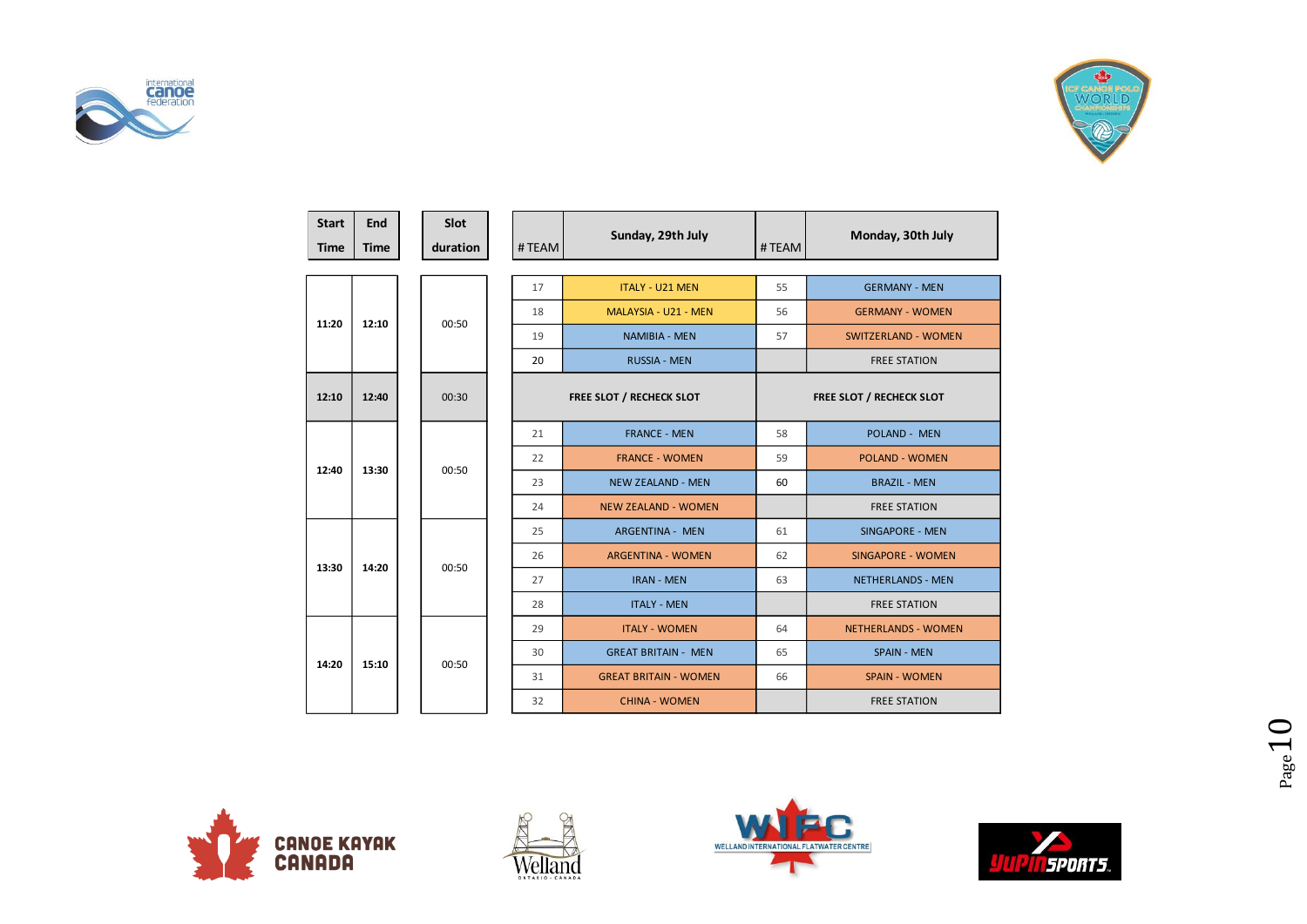| Start Time | End Time | Slot duration | # TEAM | Sunday, 29th July | # TEAM | Monday, 30th July |
|---|---|---|---|---|---|---|
| 11:20 | 12:10 | 00:50 | 17 | ITALY - U21 MEN | 55 | GERMANY - MEN |
| | | | 18 | MALAYSIA - U21 - MEN | 56 | GERMANY - WOMEN |
| | | | 19 | NAMIBIA - MEN | 57 | SWITZERLAND - WOMEN |
| | | | 20 | RUSSIA - MEN | | FREE STATION |
| 12:10 | 12:40 | 00:30 | | FREE SLOT / RECHECK SLOT | | FREE SLOT / RECHECK SLOT |
| 12:40 | 13:30 | 00:50 | 21 | FRANCE - MEN | 58 | POLAND - MEN |
| | | | 22 | FRANCE - WOMEN | 59 | POLAND - WOMEN |
| | | | 23 | NEW ZEALAND - MEN | 60 | BRAZIL - MEN |
| | | | 24 | NEW ZEALAND - WOMEN | | FREE STATION |
| 13:30 | 14:20 | 00:50 | 25 | ARGENTINA - MEN | 61 | SINGAPORE - MEN |
| | | | 26 | ARGENTINA - WOMEN | 62 | SINGAPORE - WOMEN |
| | | | 27 | IRAN - MEN | 63 | NETHERLANDS - MEN |
| | | | 28 | ITALY - MEN | | FREE STATION |
| 14:20 | 15:10 | 00:50 | 29 | ITALY - WOMEN | 64 | NETHERLANDS - WOMEN |
| | | | 30 | GREAT BRITAIN - MEN | 65 | SPAIN - MEN |
| | | | 31 | GREAT BRITAIN - WOMEN | 66 | SPAIN - WOMEN |
| | | | 32 | CHINA - WOMEN | | FREE STATION |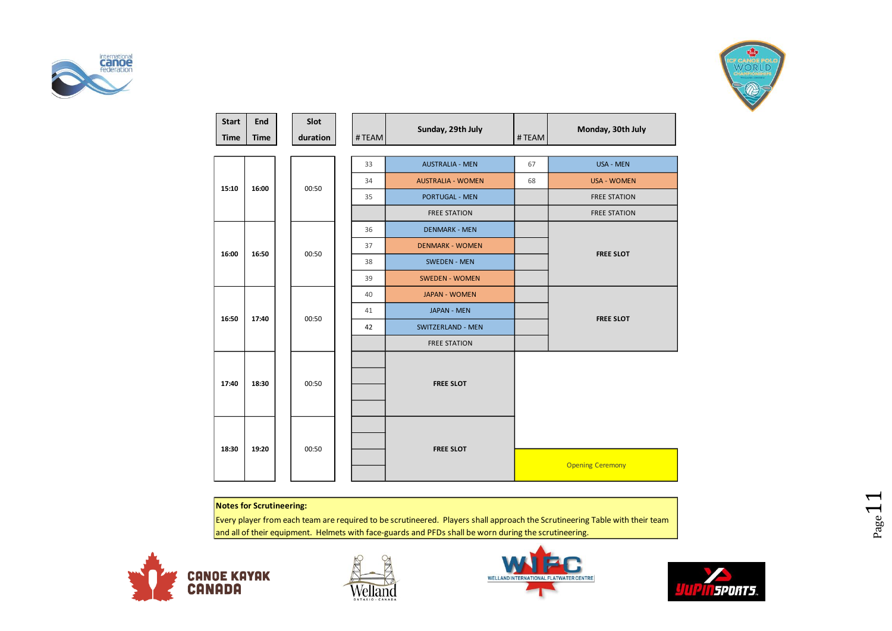| Start Time | End Time | Slot duration | # TEAM | Sunday, 29th July | # TEAM | Monday, 30th July |
|---|---|---|---|---|---|---|
| 15:10 | 16:00 | 00:50 | 33 | AUSTRALIA - MEN | 67 | USA - MEN |
| | | | 34 | AUSTRALIA - WOMEN | 68 | USA - WOMEN |
| | | | 35 | PORTUGAL - MEN | | FREE STATION |
| | | | | FREE STATION | | FREE STATION |
| 16:00 | 16:50 | 00:50 | 36 | DENMARK - MEN | | FREE SLOT |
| | | | 37 | DENMARK - WOMEN | | |
| | | | 38 | SWEDEN - MEN | | |
| | | | 39 | SWEDEN - WOMEN | | |
| 16:50 | 17:40 | 00:50 | 40 | JAPAN - WOMEN | | FREE SLOT |
| | | | 41 | JAPAN - MEN | | |
| | | | 42 | SWITZERLAND - MEN | | |
| | | | | FREE STATION | | |
| 17:40 | 18:30 | 00:50 | | FREE SLOT | | |
| 18:30 | 19:20 | 00:50 | | FREE SLOT | | Opening Ceremony |

**Notes for Scrutineering:**

Every player from each team are required to be scrutineered. Players shall approach the Scrutineering Table with their team and all of their equipment. Helmets with face-guards and PFDs shall be worn during the scrutineering.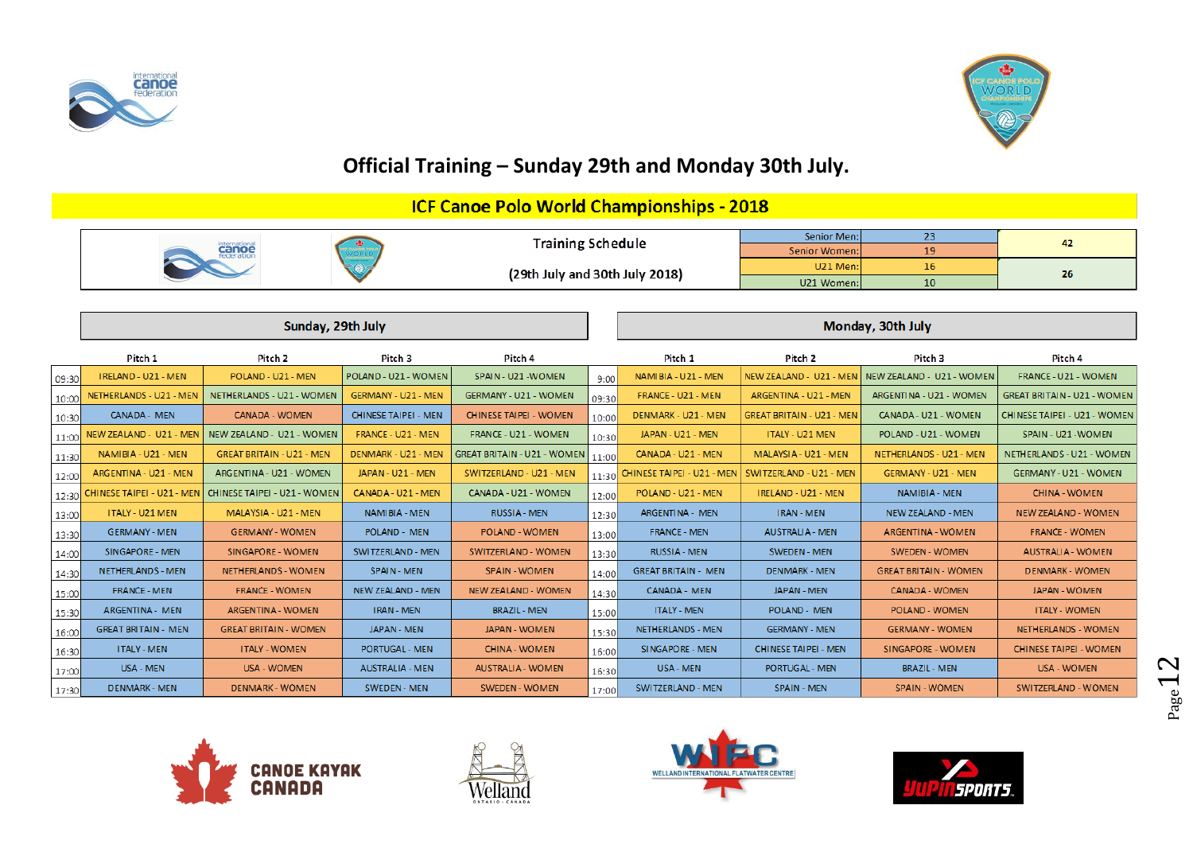## Official Training – Sunday 29th and Monday 30th July.

## ICF Canoe Polo World Championships - 2018

| Training Schedule (29th July and 30th July 2018) | | | |
|---|---|---|---|
| Senior Men: | 23 | 42 |
| Senior Women: | 19 | |
| U21 Men: | 16 | 26 |
| U21 Women: | 10 | |

### Sunday, 29th July

| | Pitch 1 | Pitch 2 | Pitch 3 | Pitch 4 |
|---|---|---|---|---|
| 09:30 | IRELAND - U21 - MEN | POLAND - U21 - MEN | POLAND - U21 - WOMEN | SPAIN - U21 -WOMEN |
| 10:00 | NETHERLANDS - U21 - MEN | NETHERLANDS - U21 - WOMEN | GERMANY - U21 - MEN | GERMANY - U21 - WOMEN |
| 10:30 | CANADA - MEN | CANADA - WOMEN | CHINESE TAIPEI - MEN | CHINESE TAIPEI - WOMEN |
| 11:00 | NEW ZEALAND - U21 - MEN | NEW ZEALAND - U21 - WOMEN | FRANCE - U21 - MEN | FRANCE - U21 - WOMEN |
| 11:30 | NAMIBIA - U21 - MEN | GREAT BRITAIN - U21 - MEN | DENMARK - U21 - MEN | GREAT BRITAIN - U21 - WOMEN |
| 12:00 | ARGENTINA - U21 - MEN | ARGENTINA - U21 - WOMEN | JAPAN - U21 - MEN | SWITZERLAND - U21 - MEN |
| 12:30 | CHINESE TAIPEI - U21 - MEN | CHINESE TAIPEI - U21 - WOMEN | CANADA - U21 - MEN | CANADA - U21 - WOMEN |
| 13:00 | ITALY - U21 MEN | MALAYSIA - U21 - MEN | NAMIBIA - MEN | RUSSIA - MEN |
| 13:30 | GERMANY - MEN | GERMANY - WOMEN | POLAND - MEN | POLAND - WOMEN |
| 14:00 | SINGAPORE - MEN | SINGAPORE - WOMEN | SWITZERLAND - MEN | SWITZERLAND - WOMEN |
| 14:30 | NETHERLANDS - MEN | NETHERLANDS - WOMEN | SPAIN - MEN | SPAIN - WOMEN |
| 15:00 | FRANCE - MEN | FRANCE - WOMEN | NEW ZEALAND - MEN | NEW ZEALAND - WOMEN |
| 15:30 | ARGENTINA - MEN | ARGENTINA - WOMEN | IRAN - MEN | BRAZIL - MEN |
| 16:00 | GREAT BRITAIN - MEN | GREAT BRITAIN - WOMEN | JAPAN - MEN | JAPAN - WOMEN |
| 16:30 | ITALY - MEN | ITALY - WOMEN | PORTUGAL - MEN | CHINA - WOMEN |
| 17:00 | USA - MEN | USA - WOMEN | AUSTRALIA - MEN | AUSTRALIA - WOMEN |
| 17:30 | DENMARK - MEN | DENMARK - WOMEN | SWEDEN - MEN | SWEDEN - WOMEN |

### Monday, 30th July

| | Pitch 1 | Pitch 2 | Pitch 3 | Pitch 4 |
|---|---|---|---|---|
| 9:00 | NAMIBIA - U21 - MEN | NEW ZEALAND - U21 - MEN | NEW ZEALAND - U21 - WOMEN | FRANCE - U21 - WOMEN |
| 09:30 | FRANCE - U21 - MEN | ARGENTINA - U21 - MEN | ARGENTINA - U21 - WOMEN | GREAT BRITAIN - U21 - WOMEN |
| 10:00 | DENMARK - U21 - MEN | GREAT BRITAIN - U21 - MEN | CANADA - U21 - WOMEN | CHINESE TAIPEI - U21 - WOMEN |
| 10:30 | JAPAN - U21 - MEN | ITALY - U21 MEN | POLAND - U21 - WOMEN | SPAIN - U21 -WOMEN |
| 11:00 | CANADA - U21 - MEN | MALAYSIA - U21 - MEN | NETHERLANDS - U21 - MEN | NETHERLANDS - U21 - WOMEN |
| 11:30 | CHINESE TAIPEI - U21 - MEN | SWITZERLAND - U21 - MEN | GERMANY - U21 - MEN | GERMANY - U21 - WOMEN |
| 12:00 | POLAND - U21 - MEN | IRELAND - U21 - MEN | NAMIBIA - MEN | CHINA - WOMEN |
| 12:30 | ARGENTINA - MEN | IRAN - MEN | NEW ZEALAND - MEN | NEW ZEALAND - WOMEN |
| 13:00 | FRANCE - MEN | AUSTRALIA - MEN | ARGENTINA - WOMEN | FRANCE - WOMEN |
| 13:30 | RUSSIA - MEN | SWEDEN - MEN | SWEDEN - WOMEN | AUSTRALIA - WOMEN |
| 14:00 | GREAT BRITAIN - MEN | DENMARK - MEN | GREAT BRITAIN - WOMEN | DENMARK - WOMEN |
| 14:30 | CANADA - MEN | JAPAN - MEN | CANADA - WOMEN | JAPAN - WOMEN |
| 15:00 | ITALY - MEN | POLAND - MEN | POLAND - WOMEN | ITALY - WOMEN |
| 15:30 | NETHERLANDS - MEN | GERMANY - MEN | GERMANY - WOMEN | NETHERLANDS - WOMEN |
| 16:00 | SINGAPORE - MEN | CHINESE TAIPEI - MEN | SINGAPORE - WOMEN | CHINESE TAIPEI - WOMEN |
| 16:30 | USA - MEN | PORTUGAL - MEN | BRAZIL - MEN | USA - WOMEN |
| 17:00 | SWITZERLAND - MEN | SPAIN - MEN | SPAIN - WOMEN | SWITZERLAND - WOMEN |

CANOE KAYAK CANADA

Welland ONTARIO - CANADA

WIFC WELLAND INTERNATIONAL FLATWATER CENTRE

YUPIN SPORTS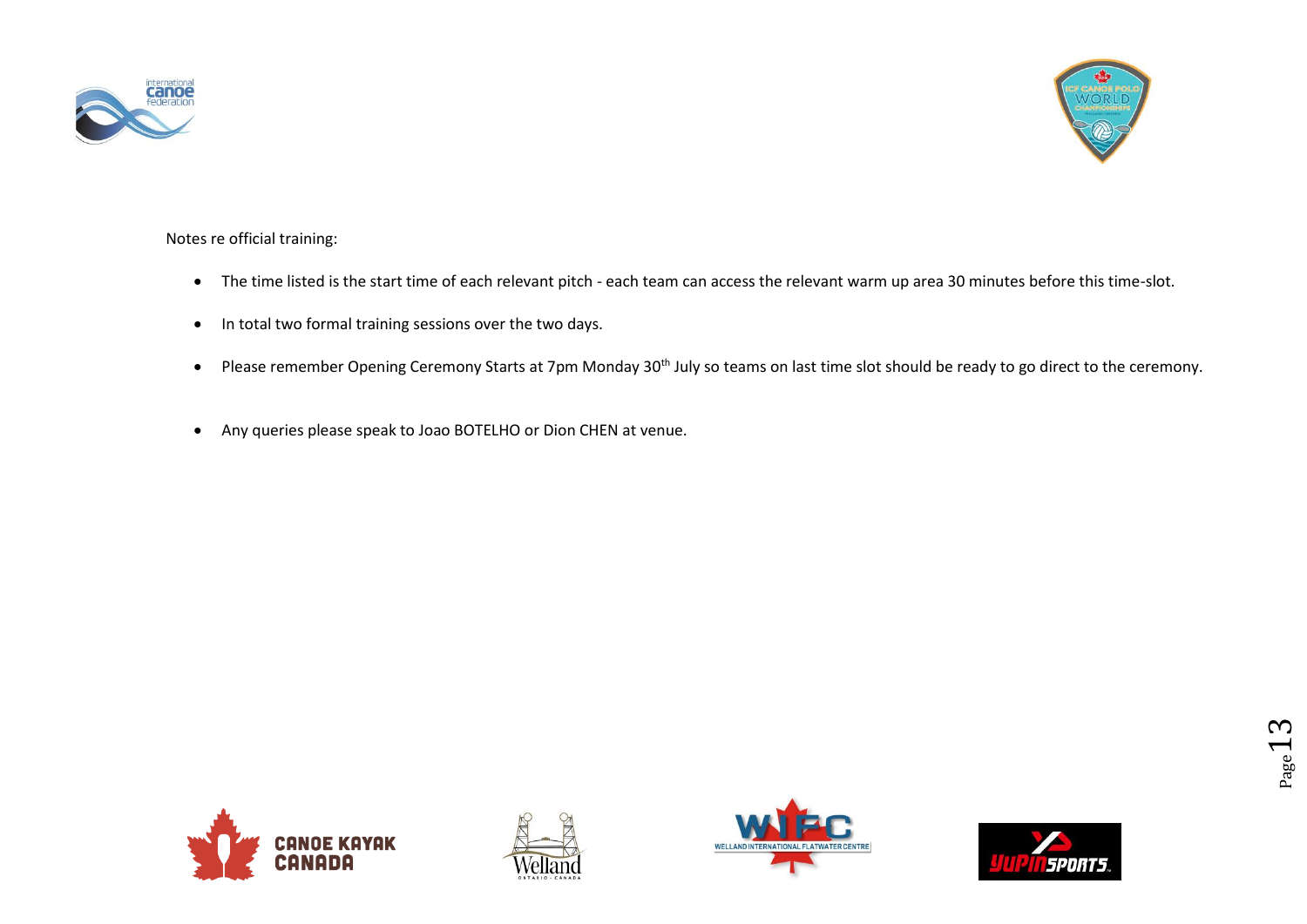Notes re official training:

- The time listed is the start time of each relevant pitch - each team can access the relevant warm up area 30 minutes before this time-slot.
- In total two formal training sessions over the two days.
- Please remember Opening Ceremony Starts at 7pm Monday 30th July so teams on last time slot should be ready to go direct to the ceremony.
- Any queries please speak to Joao BOTELHO or Dion CHEN at venue.